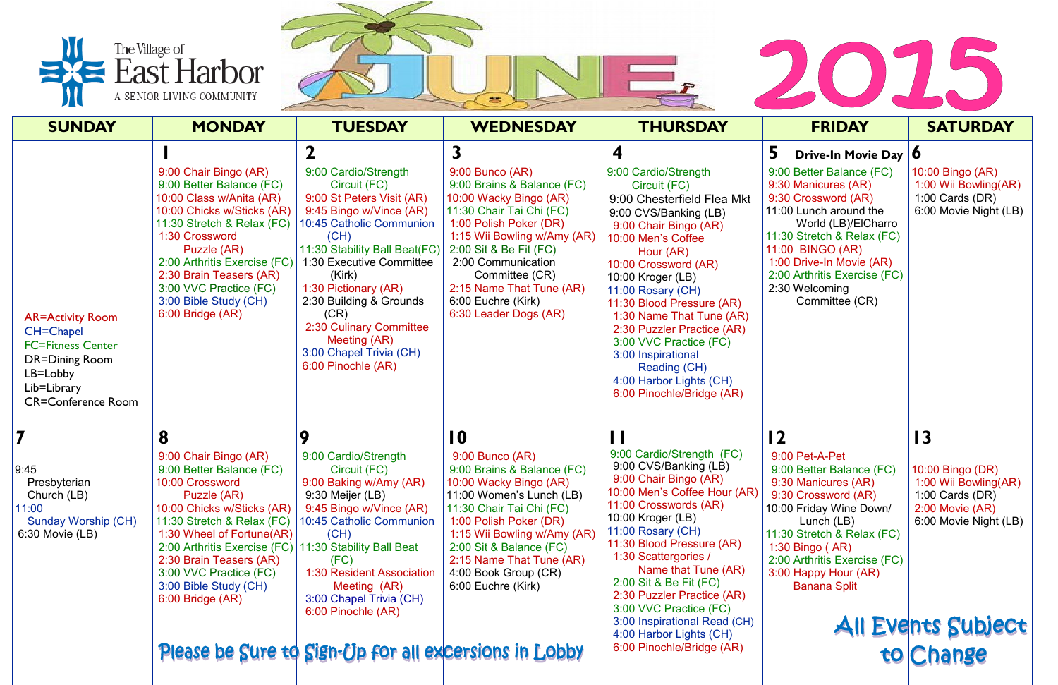# The Village of East Harbor
A SENIOR LIVING COMMUNITY

# JUNE 2015

| SUNDAY | MONDAY | TUESDAY | WEDNESDAY | THURSDAY | FRIDAY | SATURDAY |
|---|---|---|---|---|---|---|
| AR=Activity Room<br>CH=Chapel<br>FC=Fitness Center<br>DR=Dining Room<br>LB=Lobby<br>Lib=Library<br>CR=Conference Room | **1**<br>9:00 Chair Bingo (AR)<br>9:00 Better Balance (FC)<br>10:00 Class w/Anita (AR)<br>10:00 Chicks w/Sticks (AR)<br>11:30 Stretch & Relax (FC)<br>1:30 Crossword Puzzle (AR)<br>2:00 Arthritis Exercise (FC)<br>2:30 Brain Teasers (AR)<br>3:00 VVC Practice (FC)<br>3:00 Bible Study (CH)<br>6:00 Bridge (AR) | **2**<br>9:00 Cardio/Strength Circuit (FC)<br>9:00 St Peters Visit (AR)<br>9:45 Bingo w/Vince (AR)<br>10:45 Catholic Communion (CH)<br>11:30 Stability Ball Beat(FC)<br>1:30 Executive Committee (Kirk)<br>2:30 Building & Grounds (CR)<br>2:30 Culinary Committee Meeting (AR)<br>3:00 Chapel Trivia (CH)<br>6:00 Pinochle (AR) | **3**<br>9:00 Bunco (AR)<br>9:00 Brains & Balance (FC)<br>10:00 Wacky Bingo (AR)<br>11:30 Chair Tai Chi (FC)<br>1:00 Polish Poker (DR)<br>1:15 Wii Bowling w/Amy (AR)<br>2:00 Sit & Be Fit (FC)<br>2:00 Communication Committee (CR)<br>2:15 Name That Tune (AR)<br>6:00 Euchre (Kirk)<br>6:30 Leader Dogs (AR) | **4**<br>9:00 Cardio/Strength Circuit (FC)<br>9:00 Chesterfield Flea Mkt<br>9:00 CVS/Banking (LB)<br>9:00 Chair Bingo (AR)<br>10:00 Men's Coffee Hour (AR)<br>10:00 Crossword (AR)<br>10:00 Kroger (LB)<br>11:00 Rosary (CH)<br>11:30 Blood Pressure (AR)<br>1:30 Name That Tune (AR)<br>2:30 Puzzler Practice (AR)<br>3:00 VVC Practice (FC)<br>3:00 Inspirational Reading (CH)<br>4:00 Harbor Lights (CH)<br>6:00 Pinochle/Bridge (AR) | **5 Drive-In Movie Day**<br>9:00 Better Balance (FC)<br>9:30 Manicures (AR)<br>9:30 Crossword (AR)<br>11:00 Lunch around the World (LB)/ElCharro<br>11:30 Stretch & Relax (FC)<br>11:00 BINGO (AR)<br>1:00 Drive-In Movie (AR)<br>2:00 Arthritis Exercise (FC)<br>2:30 Welcoming Committee (CR) | **6**<br>10:00 Bingo (AR)<br>1:00 Wii Bowling(AR)<br>1:00 Cards (DR)<br>6:00 Movie Night (LB) |
| **7**<br>9:45 Presbyterian Church (LB)<br>11:00 Sunday Worship (CH)<br>6:30 Movie (LB) | **8**<br>9:00 Chair Bingo (AR)<br>9:00 Better Balance (FC)<br>10:00 Crossword Puzzle (AR)<br>10:00 Chicks w/Sticks (AR)<br>11:30 Stretch & Relax (FC)<br>1:30 Wheel of Fortune(AR)<br>2:00 Arthritis Exercise (FC)<br>2:30 Brain Teasers (AR)<br>3:00 VVC Practice (FC)<br>3:00 Bible Study (CH)<br>6:00 Bridge (AR) | **9**<br>9:00 Cardio/Strength Circuit (FC)<br>9:00 Bingo w/Amy (AR)<br>9:30 Meijer (LB)<br>9:45 Bingo w/Vince (AR)<br>10:45 Catholic Communion (CH)<br>11:30 Stability Ball Beat (FC)<br>1:30 Resident Association Meeting (AR)<br>3:00 Chapel Trivia (CH)<br>6:00 Pinochle (AR) | **10**<br>9:00 Bunco (AR)<br>9:00 Brains & Balance (FC)<br>10:00 Wacky Bingo (AR)<br>11:00 Women's Lunch (LB)<br>11:30 Chair Tai Chi (FC)<br>1:00 Polish Poker (DR)<br>1:15 Wii Bowling w/Amy (AR)<br>2:00 Sit & Balance (FC)<br>2:15 Name That Tune (AR)<br>4:00 Book Group (CR)<br>6:00 Euchre (Kirk) | **11**<br>9:00 Cardio/Strength (FC)<br>9:00 CVS/Banking (LB)<br>9:00 Chair Bingo (AR)<br>10:00 Men's Coffee Hour (AR)<br>11:00 Crosswords (AR)<br>10:00 Kroger (LB)<br>11:00 Rosary (CH)<br>11:30 Blood Pressure (AR)<br>1:30 Scattergories / Name that Tune (AR)<br>2:00 Sit & Be Fit (FC)<br>2:30 Puzzler Practice (AR)<br>3:00 VVC Practice (FC)<br>3:00 Inspirational Read (CH)<br>4:00 Harbor Lights (CH)<br>6:00 Pinochle/Bridge (AR) | **12**<br>9:00 Pet-A-Pet<br>9:00 Better Balance (FC)<br>9:30 Manicures (AR)<br>9:30 Crossword (AR)<br>10:00 Friday Wine Down/ Lunch (LB)<br>11:30 Stretch & Relax (FC)<br>1:30 Bingo ( AR)<br>2:00 Arthritis Exercise (FC)<br>3:00 Happy Hour (AR) Banana Split | **13**<br>10:00 Bingo (DR)<br>1:00 Wii Bowling(AR)<br>1:00 Cards (DR)<br>2:00 Movie (AR)<br>6:00 Movie Night (LB) |

Please be Sure to Sign-Up for all excursions in Lobby

All Events Subject to Change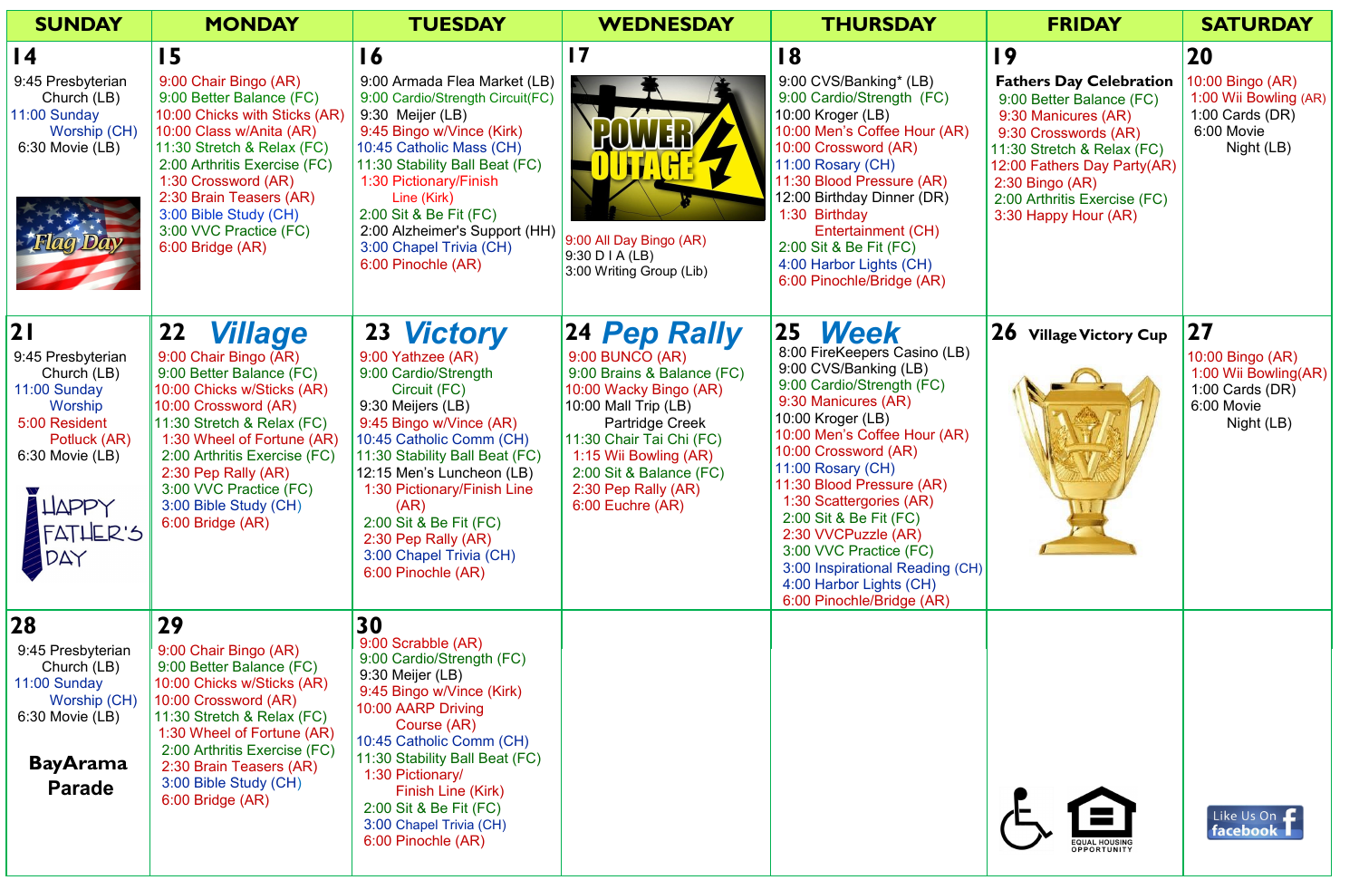| SUNDAY | MONDAY | TUESDAY | WEDNESDAY | THURSDAY | FRIDAY | SATURDAY |
|---|---|---|---|---|---|---|
| **14**<br>9:45 Presbyterian Church (LB)<br>11:00 Sunday Worship (CH)<br>6:30 Movie (LB)<br>Flag Day | **15**<br>9:00 Chair Bingo (AR)<br>9:00 Better Balance (FC)<br>10:00 Chicks with Sticks (AR)<br>10:00 Class w/Anita (AR)<br>11:30 Stretch & Relax (FC)<br>2:00 Arthritis Exercise (FC)<br>1:30 Crossword (AR)<br>2:30 Brain Teasers (AR)<br>3:00 Bible Study (CH)<br>3:00 VVC Practice (FC)<br>6:00 Bridge (AR) | **16**<br>9:00 Armada Flea Market (LB)<br>9:00 Cardio/Strength Circuit(FC)<br>9:30 Meijer (LB)<br>9:45 Bingo w/Vince (Kirk)<br>10:45 Catholic Mass (CH)<br>11:30 Stability Ball Beat (FC)<br>1:30 Pictionary/Finish Line (Kirk)<br>2:00 Sit & Be Fit (FC)<br>2:00 Alzheimer's Support (HH)<br>3:00 Chapel Trivia (CH)<br>6:00 Pinochle (AR) | **17**<br>POWER OUTAGE<br>9:00 All Day Bingo (AR)<br>9:30 D I A (LB)<br>3:00 Writing Group (Lib) | **18**<br>9:00 CVS/Banking* (LB)<br>9:00 Cardio/Strength (FC)<br>10:00 Kroger (LB)<br>10:00 Men's Coffee Hour (AR)<br>10:00 Crossword (AR)<br>11:00 Rosary (CH)<br>11:30 Blood Pressure (AR)<br>12:00 Birthday Dinner (DR)<br>1:30 Birthday Entertainment (CH)<br>2:00 Sit & Be Fit (FC)<br>4:00 Harbor Lights (CH)<br>6:00 Pinochle/Bridge (AR) | **19**<br>**Fathers Day Celebration**<br>9:00 Better Balance (FC)<br>9:30 Manicures (AR)<br>9:30 Crosswords (AR)<br>11:30 Stretch & Relax (FC)<br>12:00 Fathers Day Party(AR)<br>2:30 Bingo (AR)<br>2:00 Arthritis Exercise (FC)<br>3:30 Happy Hour (AR) | **20**<br>10:00 Bingo (AR)<br>1:00 Wii Bowling (AR)<br>1:00 Cards (DR)<br>6:00 Movie Night (LB) |
| **21**<br>9:45 Presbyterian Church (LB)<br>11:00 Sunday Worship<br>5:00 Resident Potluck (AR)<br>6:30 Movie (LB)<br>HAPPY FATHER'S DAY | **22** ***Village***<br>9:00 Chair Bingo (AR)<br>9:00 Better Balance (FC)<br>10:00 Chicks w/Sticks (AR)<br>10:00 Crossword (AR)<br>11:30 Stretch & Relax (FC)<br>1:30 Wheel of Fortune (AR)<br>2:00 Arthritis Exercise (FC)<br>2:30 Pep Rally (AR)<br>3:00 VVC Practice (FC)<br>3:00 Bible Study (CH)<br>6:00 Bridge (AR) | **23** ***Victory***<br>9:00 Yathzee (AR)<br>9:00 Cardio/Strength Circuit (FC)<br>9:30 Meijers (LB)<br>9:45 Bingo w/Vince (AR)<br>10:45 Catholic Comm (CH)<br>11:30 Stability Ball Beat (FC)<br>12:15 Men's Luncheon (LB)<br>1:30 Pictionary/Finish Line (AR)<br>2:00 Sit & Be Fit (FC)<br>2:30 Pep Rally (AR)<br>3:00 Chapel Trivia (CH)<br>6:00 Pinochle (AR) | **24** ***Pep Rally***<br>9:00 BUNCO (AR)<br>9:00 Brains & Balance (FC)<br>10:00 Wacky Bingo (AR)<br>10:00 Mall Trip (LB) Partridge Creek<br>11:30 Chair Tai Chi (FC)<br>1:15 Wii Bowling (AR)<br>2:00 Sit & Balance (FC)<br>2:30 Pep Rally (AR)<br>6:00 Euchre (AR) | **25** ***Week***<br>8:00 FireKeepers Casino (LB)<br>9:00 CVS/Banking (LB)<br>9:00 Cardio/Strength (FC)<br>9:30 Manicures (AR)<br>10:00 Kroger (LB)<br>10:00 Men's Coffee Hour (AR)<br>10:00 Crossword (AR)<br>11:00 Rosary (CH)<br>11:30 Blood Pressure (AR)<br>1:30 Scattergories (AR)<br>2:00 Sit & Be Fit (FC)<br>2:30 VVCPuzzle (AR)<br>3:00 VVC Practice (FC)<br>3:00 Inspirational Reading (CH)<br>4:00 Harbor Lights (CH)<br>6:00 Pinochle/Bridge (AR) | **26** **Village Victory Cup** | **27**<br>10:00 Bingo (AR)<br>1:00 Wii Bowling(AR)<br>1:00 Cards (DR)<br>6:00 Movie Night (LB) |
| **28**<br>9:45 Presbyterian Church (LB)<br>11:00 Sunday Worship (CH)<br>6:30 Movie (LB)<br>**BayArama Parade** | **29**<br>9:00 Chair Bingo (AR)<br>9:00 Better Balance (FC)<br>10:00 Chicks w/Sticks (AR)<br>10:00 Crossword (AR)<br>11:30 Stretch & Relax (FC)<br>1:30 Wheel of Fortune (AR)<br>2:00 Arthritis Exercise (FC)<br>2:30 Brain Teasers (AR)<br>3:00 Bible Study (CH)<br>6:00 Bridge (AR) | **30**<br>9:00 Scrabble (AR)<br>9:00 Cardio/Strength (FC)<br>9:30 Meijer (LB)<br>9:45 Bingo w/Vince (Kirk)<br>10:00 AARP Driving Course (AR)<br>10:45 Catholic Comm (CH)<br>11:30 Stability Ball Beat (FC)<br>1:30 Pictionary/ Finish Line (Kirk)<br>2:00 Sit & Be Fit (FC)<br>3:00 Chapel Trivia (CH)<br>6:00 Pinochle (AR) | | | EQUAL HOUSING OPPORTUNITY | Like Us On facebook |